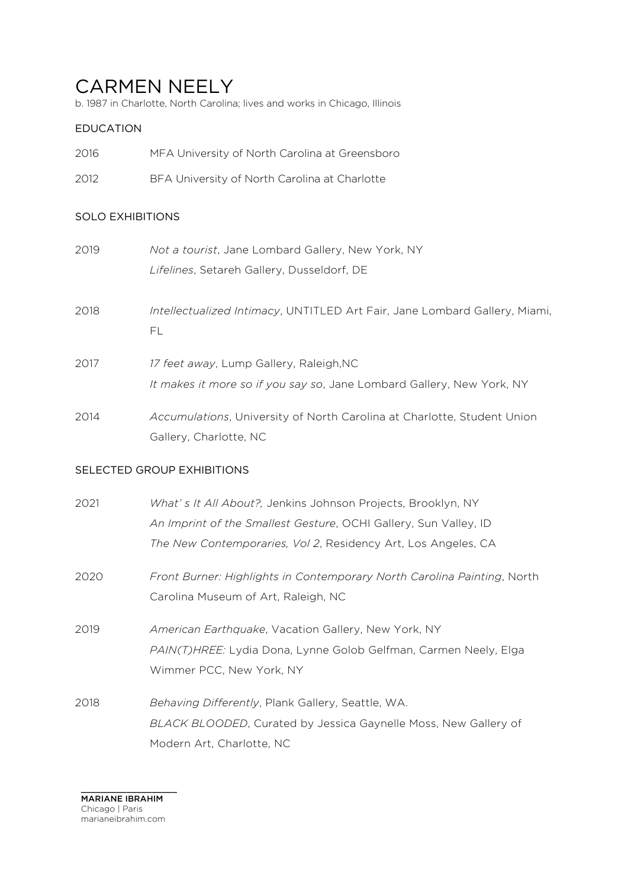# CARMEN NEELY

b. 1987 in Charlotte, North Carolina; lives and works in Chicago, Illinois

## EDUCATION

2016 MFA University of North Carolina at Greensboro

2012 BFA University of North Carolina at Charlotte

## SOLO EXHIBITIONS

2019 *Not a tourist*, Jane Lombard Gallery, New York, NY
*Lifelines*, Setareh Gallery, Dusseldorf, DE

2018 *Intellectualized Intimacy*, UNTITLED Art Fair, Jane Lombard Gallery, Miami, FL

2017 *17 feet away*, Lump Gallery, Raleigh,NC
*It makes it more so if you say so*, Jane Lombard Gallery, New York, NY

2014 *Accumulations*, University of North Carolina at Charlotte, Student Union Gallery, Charlotte, NC

## SELECTED GROUP EXHIBITIONS

2021 *What' s It All About?,* Jenkins Johnson Projects, Brooklyn, NY
*An Imprint of the Smallest Gesture*, OCHI Gallery, Sun Valley, ID
*The New Contemporaries, Vol 2*, Residency Art, Los Angeles, CA

2020 *Front Burner: Highlights in Contemporary North Carolina Painting*, North Carolina Museum of Art, Raleigh, NC

2019 *American Earthquake*, Vacation Gallery, New York, NY
*PAIN(T)HREE:* Lydia Dona, Lynne Golob Gelfman, Carmen Neely, Elga Wimmer PCC, New York, NY

2018 *Behaving Differently*, Plank Gallery, Seattle, WA.
*BLACK BLOODED*, Curated by Jessica Gaynelle Moss, New Gallery of Modern Art, Charlotte, NC

MARIANE IBRAHIM
Chicago | Paris
marianeibrahim.com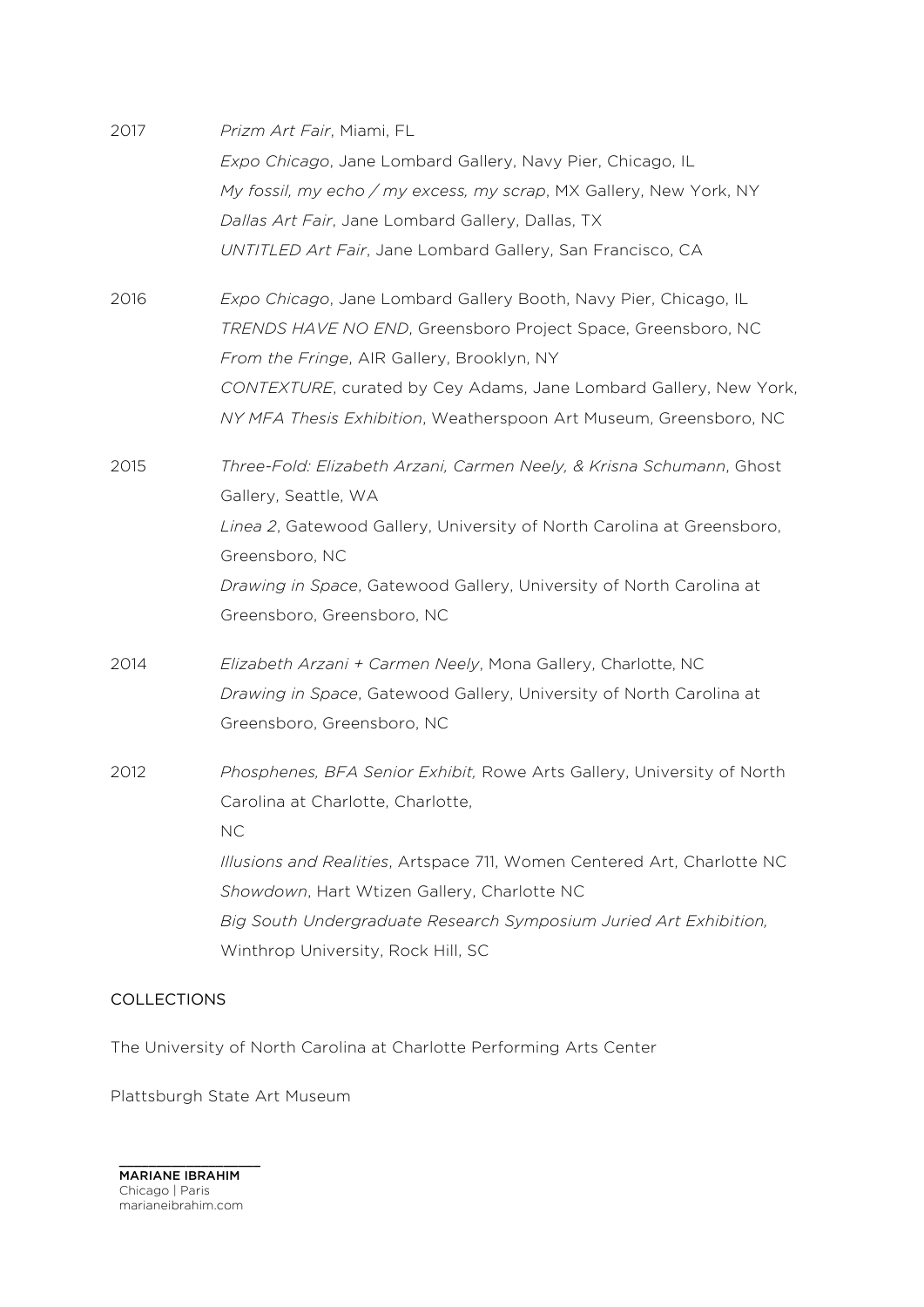2017 *Prizm Art Fair*, Miami, FL
*Expo Chicago*, Jane Lombard Gallery, Navy Pier, Chicago, IL
*My fossil, my echo / my excess, my scrap*, MX Gallery, New York, NY
*Dallas Art Fair*, Jane Lombard Gallery, Dallas, TX
*UNTITLED Art Fair*, Jane Lombard Gallery, San Francisco, CA

2016 *Expo Chicago*, Jane Lombard Gallery Booth, Navy Pier, Chicago, IL
*TRENDS HAVE NO END*, Greensboro Project Space, Greensboro, NC
*From the Fringe*, AIR Gallery, Brooklyn, NY
*CONTEXTURE*, curated by Cey Adams, Jane Lombard Gallery, New York,
*NY MFA Thesis Exhibition*, Weatherspoon Art Museum, Greensboro, NC

2015 *Three-Fold: Elizabeth Arzani, Carmen Neely, & Krisna Schumann*, Ghost Gallery, Seattle, WA
*Linea 2*, Gatewood Gallery, University of North Carolina at Greensboro, Greensboro, NC
*Drawing in Space*, Gatewood Gallery, University of North Carolina at Greensboro, Greensboro, NC

2014 *Elizabeth Arzani + Carmen Neely*, Mona Gallery, Charlotte, NC
*Drawing in Space*, Gatewood Gallery, University of North Carolina at Greensboro, Greensboro, NC

2012 *Phosphenes, BFA Senior Exhibit,* Rowe Arts Gallery, University of North Carolina at Charlotte, Charlotte,
NC
*Illusions and Realities*, Artspace 711, Women Centered Art, Charlotte NC
*Showdown*, Hart Wtizen Gallery, Charlotte NC
*Big South Undergraduate Research Symposium Juried Art Exhibition,* Winthrop University, Rock Hill, SC

COLLECTIONS

The University of North Carolina at Charlotte Performing Arts Center

Plattsburgh State Art Museum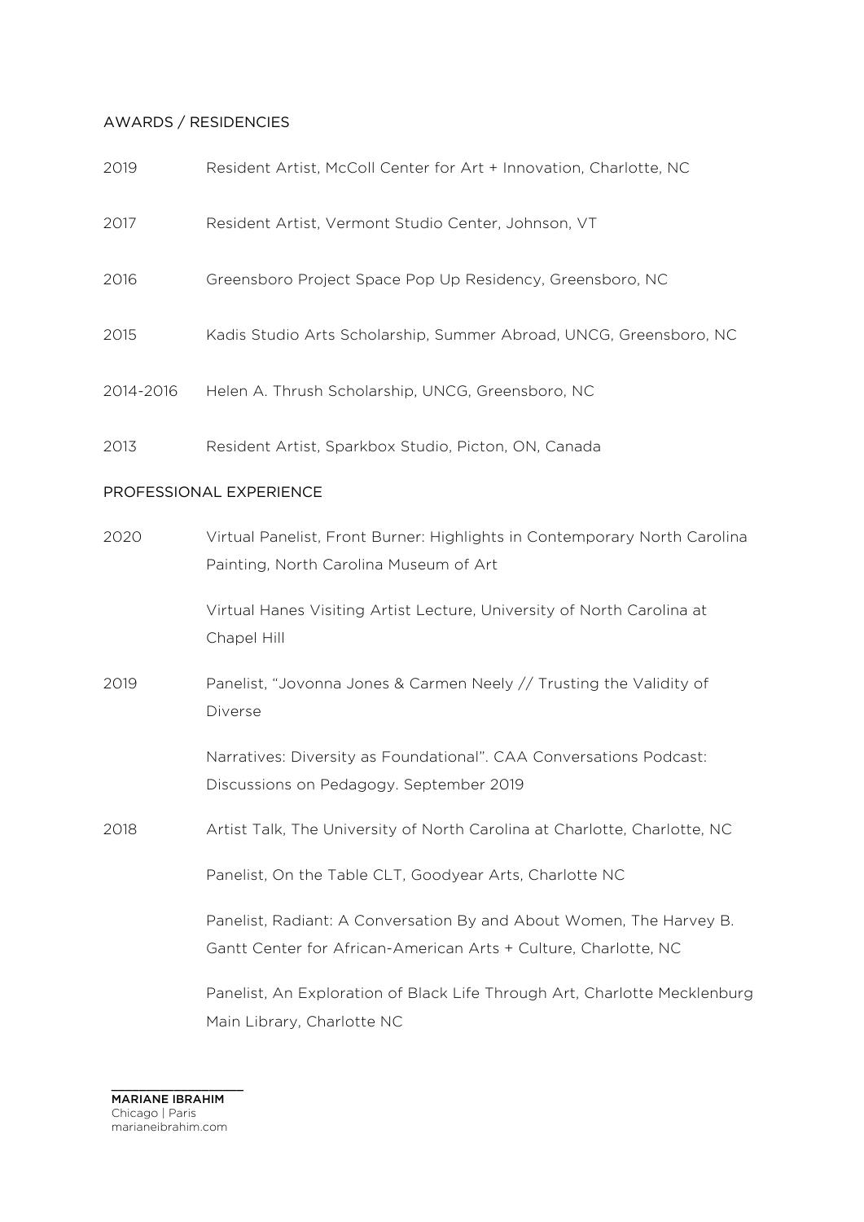## AWARDS / RESIDENCIES

2019 Resident Artist, McColl Center for Art + Innovation, Charlotte, NC

2017 Resident Artist, Vermont Studio Center, Johnson, VT

2016 Greensboro Project Space Pop Up Residency, Greensboro, NC

2015 Kadis Studio Arts Scholarship, Summer Abroad, UNCG, Greensboro, NC

2014-2016 Helen A. Thrush Scholarship, UNCG, Greensboro, NC

2013 Resident Artist, Sparkbox Studio, Picton, ON, Canada

## PROFESSIONAL EXPERIENCE

2020 Virtual Panelist, Front Burner: Highlights in Contemporary North Carolina Painting, North Carolina Museum of Art

Virtual Hanes Visiting Artist Lecture, University of North Carolina at Chapel Hill

2019 Panelist, “Jovonna Jones & Carmen Neely // Trusting the Validity of Diverse

Narratives: Diversity as Foundational”. CAA Conversations Podcast: Discussions on Pedagogy. September 2019

2018 Artist Talk, The University of North Carolina at Charlotte, Charlotte, NC

Panelist, On the Table CLT, Goodyear Arts, Charlotte NC

Panelist, Radiant: A Conversation By and About Women, The Harvey B. Gantt Center for African-American Arts + Culture, Charlotte, NC

Panelist, An Exploration of Black Life Through Art, Charlotte Mecklenburg Main Library, Charlotte NC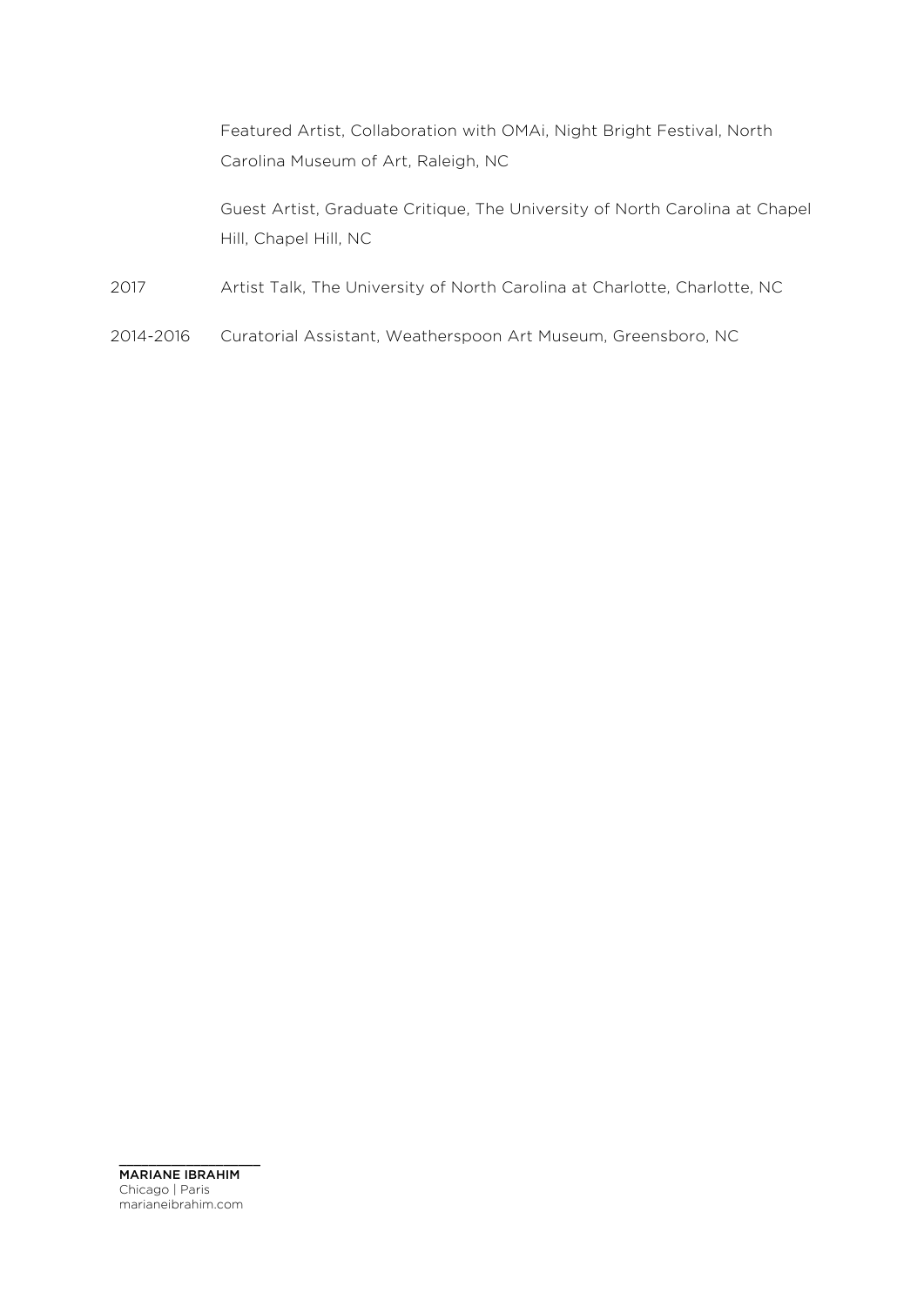Featured Artist, Collaboration with OMAi, Night Bright Festival, North Carolina Museum of Art, Raleigh, NC

Guest Artist, Graduate Critique, The University of North Carolina at Chapel Hill, Chapel Hill, NC

2017 Artist Talk, The University of North Carolina at Charlotte, Charlotte, NC

2014-2016 Curatorial Assistant, Weatherspoon Art Museum, Greensboro, NC